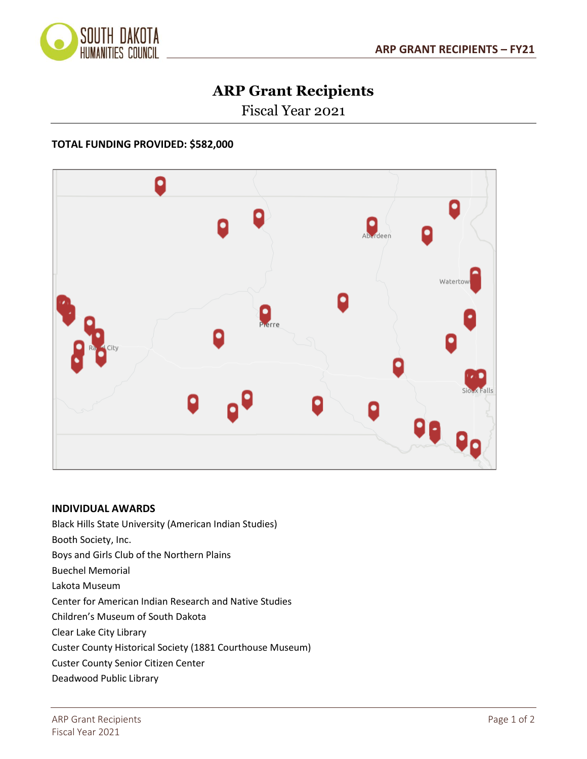# ARP Grant Recipients

Fiscal Year 2021

**TOTAL FUNDING PROVIDED: $582,000**

**INDIVIDUAL AWARDS**

Black Hills State University (American Indian Studies)
Booth Society, Inc.
Boys and Girls Club of the Northern Plains
Buechel Memorial
Lakota Museum
Center for American Indian Research and Native Studies
Children's Museum of South Dakota
Clear Lake City Library
Custer County Historical Society (1881 Courthouse Museum)
Custer County Senior Citizen Center
Deadwood Public Library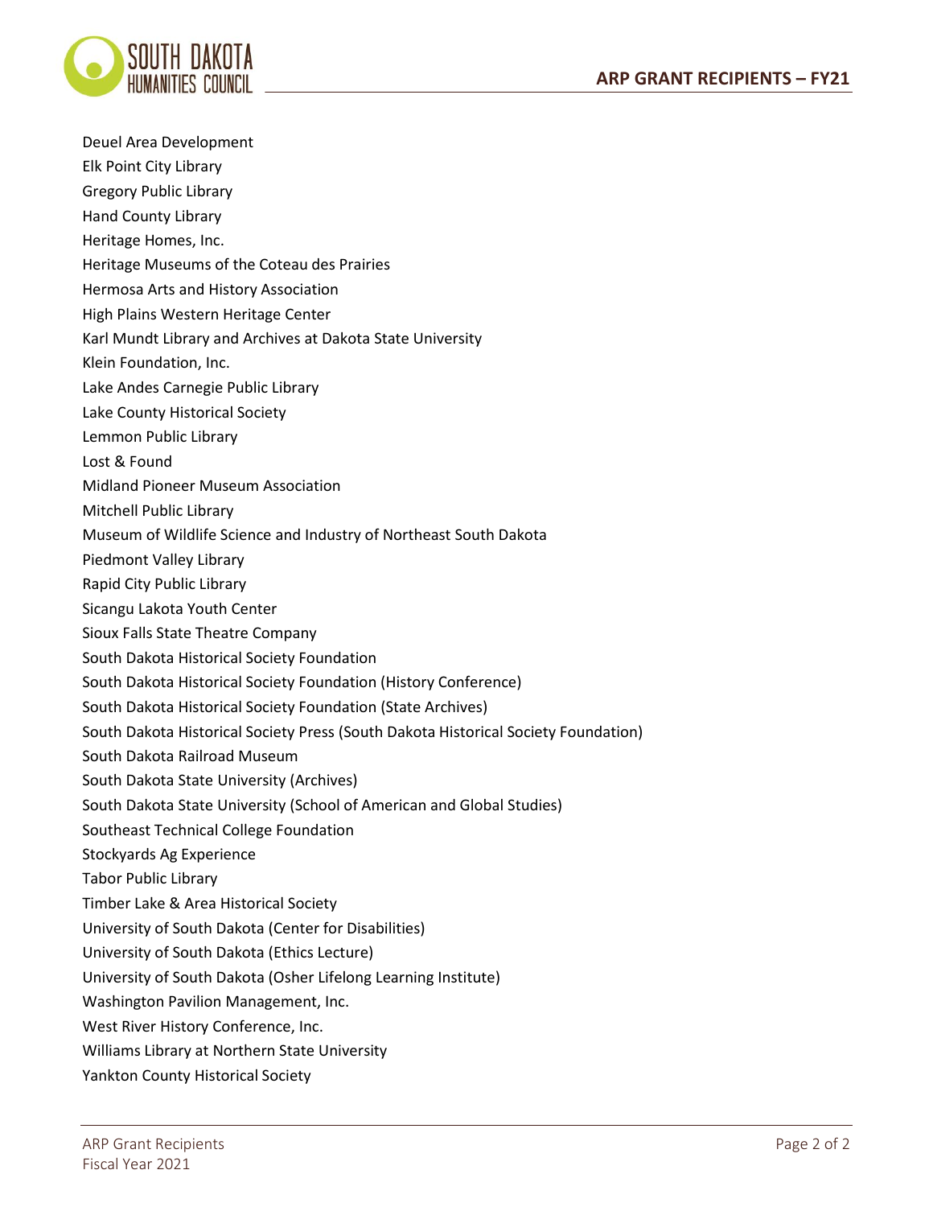Deuel Area Development
Elk Point City Library
Gregory Public Library
Hand County Library
Heritage Homes, Inc.
Heritage Museums of the Coteau des Prairies
Hermosa Arts and History Association
High Plains Western Heritage Center
Karl Mundt Library and Archives at Dakota State University
Klein Foundation, Inc.
Lake Andes Carnegie Public Library
Lake County Historical Society
Lemmon Public Library
Lost & Found
Midland Pioneer Museum Association
Mitchell Public Library
Museum of Wildlife Science and Industry of Northeast South Dakota
Piedmont Valley Library
Rapid City Public Library
Sicangu Lakota Youth Center
Sioux Falls State Theatre Company
South Dakota Historical Society Foundation
South Dakota Historical Society Foundation (History Conference)
South Dakota Historical Society Foundation (State Archives)
South Dakota Historical Society Press (South Dakota Historical Society Foundation)
South Dakota Railroad Museum
South Dakota State University (Archives)
South Dakota State University (School of American and Global Studies)
Southeast Technical College Foundation
Stockyards Ag Experience
Tabor Public Library
Timber Lake & Area Historical Society
University of South Dakota (Center for Disabilities)
University of South Dakota (Ethics Lecture)
University of South Dakota (Osher Lifelong Learning Institute)
Washington Pavilion Management, Inc.
West River History Conference, Inc.
Williams Library at Northern State University
Yankton County Historical Society